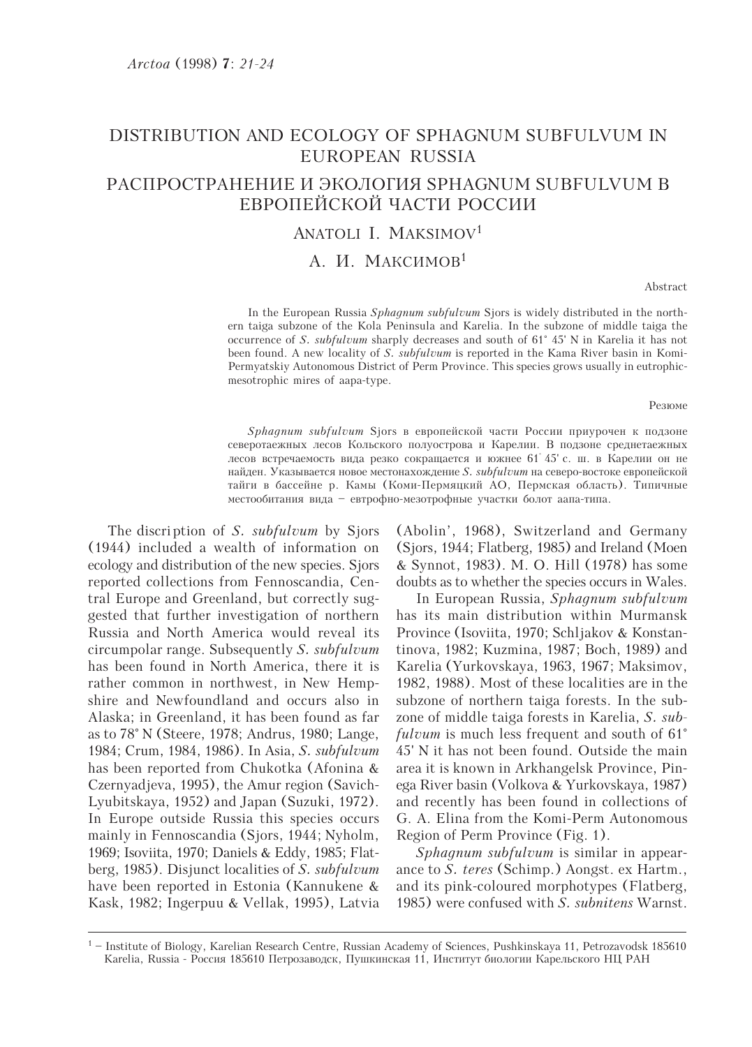# DISTRIBUTION AND ECOLOGY OF SPHAGNUM SUBFULVUM IN EUROPEAN RUSSIA

# РАСПРОСТРАНЕНИЕ И ЭКОЛОГИЯ SPHAGNUM SUBFULVUM В ЕВРОПЕЙСКОЙ ЧАСТИ РОССИИ

ANATOLI I. MAKSIMOV[1]

А. И. МАКСИМОВ[1]

Abstract

In the European Russia *Sphagnum subfulvum* Sjors is widely distributed in the northern taiga subzone of the Kola Peninsula and Karelia. In the subzone of middle taiga the occurrence of *S. subfulvum* sharply decreases and south of 61° 45' N in Karelia it has not been found. A new locality of *S. subfulvum* is reported in the Kama River basin in Komi-Permyatskiy Autonomous District of Perm Province. This species grows usually in eutrophic-mesotrophic mires of aapa-type.

Резюме

*Sphagnum subfulvum* Sjors в европейской части России приурочен к подзоне северотаежных лесов Кольского полуострова и Карелии. В подзоне среднетаежных лесов встречаемость вида резко сокращается и южнее 61° 45' с. ш. в Карелии он не найден. Указывается новое местонахождение *S. subfulvum* на северо-востоке европейской тайги в бассейне р. Камы (Коми-Пермяцкий АО, Пермская область). Типичные местообитания вида – евтрофно-мезотрофные участки болот аапа-типа.

The discription of *S. subfulvum* by Sjors (1944) included a wealth of information on ecology and distribution of the new species. Sjors reported collections from Fennoscandia, Central Europe and Greenland, but correctly suggested that further investigation of northern Russia and North America would reveal its circumpolar range. Subsequently *S. subfulvum* has been found in North America, there it is rather common in northwest, in New Hempshire and Newfoundland and occurs also in Alaska; in Greenland, it has been found as far as to 78° N (Steere, 1978; Andrus, 1980; Lange, 1984; Crum, 1984, 1986). In Asia, *S. subfulvum* has been reported from Chukotka (Afonina & Czernyadjeva, 1995), the Amur region (Savich-Lyubitskaya, 1952) and Japan (Suzuki, 1972). In Europe outside Russia this species occurs mainly in Fennoscandia (Sjors, 1944; Nyholm, 1969; Isoviita, 1970; Daniels & Eddy, 1985; Flatberg, 1985). Disjunct localities of *S. subfulvum* have been reported in Estonia (Kannukene & Kask, 1982; Ingerpuu & Vellak, 1995), Latvia (Abolin', 1968), Switzerland and Germany (Sjors, 1944; Flatberg, 1985) and Ireland (Moen & Synnot, 1983). M. O. Hill (1978) has some doubts as to whether the species occurs in Wales.

In European Russia, *Sphagnum subfulvum* has its main distribution within Murmansk Province (Isoviita, 1970; Schljakov & Konstantinova, 1982; Kuzmina, 1987; Boch, 1989) and Karelia (Yurkovskaya, 1963, 1967; Maksimov, 1982, 1988). Most of these localities are in the subzone of northern taiga forests. In the subzone of middle taiga forests in Karelia, *S. subfulvum* is much less frequent and south of 61° 45' N it has not been found. Outside the main area it is known in Arkhangelsk Province, Pinega River basin (Volkova & Yurkovskaya, 1987) and recently has been found in collections of G. A. Elina from the Komi-Perm Autonomous Region of Perm Province (Fig. 1).

*Sphagnum subfulvum* is similar in appearance to *S. teres* (Schimp.) Aongst. ex Hartm., and its pink-coloured morphotypes (Flatberg, 1985) were confused with *S. subnitens* Warnst.

[1] – Institute of Biology, Karelian Research Centre, Russian Academy of Sciences, Pushkinskaya 11, Petrozavodsk 185610 Karelia, Russia - Россия 185610 Петрозаводск, Пушкинская 11, Институт биологии Карельского НЦ РАН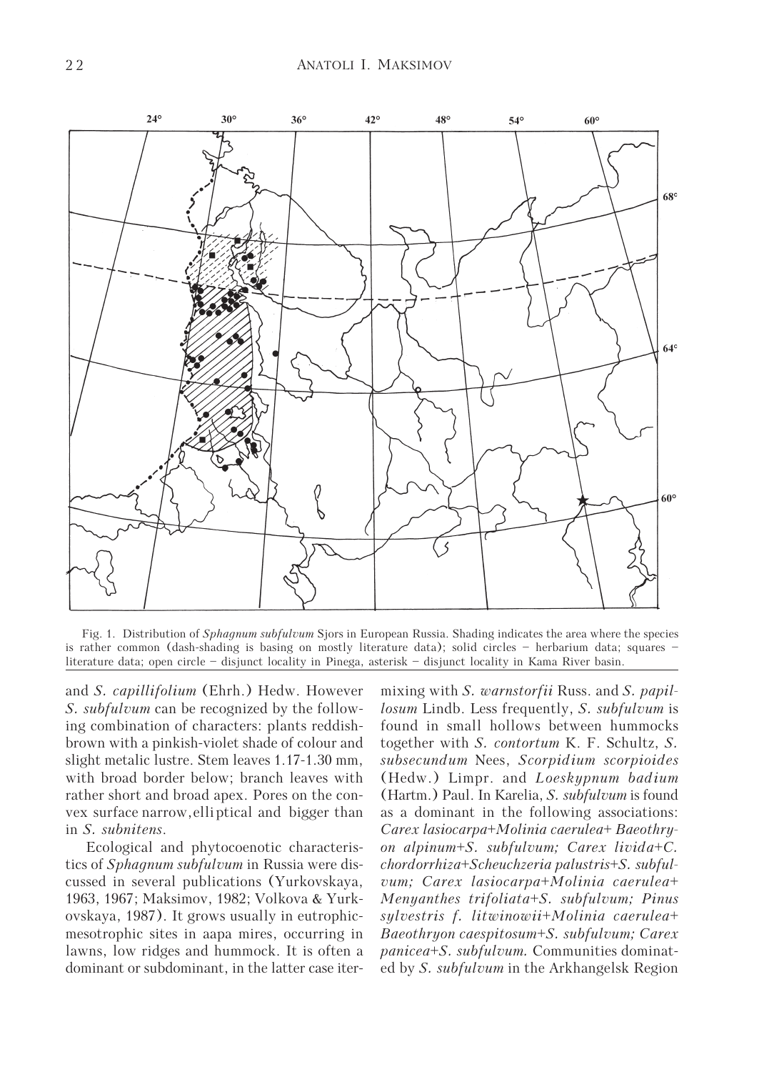Fig. 1. Distribution of *Sphagnum subfulvum* Sjors in European Russia. Shading indicates the area where the species is rather common (dash-shading is basing on mostly literature data); solid circles – herbarium data; squares – literature data; open circle – disjunct locality in Pinega, asterisk – disjunct locality in Kama River basin.

and *S. capillifolium* (Ehrh.) Hedw. However *S. subfulvum* can be recognized by the following combination of characters: plants reddish-brown with a pinkish-violet shade of colour and slight metalic lustre. Stem leaves 1.17-1.30 mm, with broad border below; branch leaves with rather short and broad apex. Pores on the convex surface narrow, elliptical and bigger than in *S. subnitens*.

Ecological and phytocoenotic characteristics of *Sphagnum subfulvum* in Russia were discussed in several publications (Yurkovskaya, 1963, 1967; Maksimov, 1982; Volkova & Yurkovskaya, 1987). It grows usually in eutrophic-mesotrophic sites in aapa mires, occurring in lawns, low ridges and hummock. It is often a dominant or subdominant, in the latter case itermixing with *S. warnstorfii* Russ. and *S. papillosum* Lindb. Less frequently, *S. subfulvum* is found in small hollows between hummocks together with *S. contortum* K. F. Schultz, *S. subsecundum* Nees, *Scorpidium scorpioides* (Hedw.) Limpr. and *Loeskypnum badium* (Hartm.) Paul. In Karelia, *S. subfulvum* is found as a dominant in the following associations: *Carex lasiocarpa+Molinia caerulea+ Baeothryon alpinum+S. subfulvum; Carex livida+C. chordorrhiza+Scheuchzeria palustris+S. subfulvum; Carex lasiocarpa+Molinia caerulea+ Menyanthes trifoliata+S. subfulvum; Pinus sylvestris f. litwinowii+Molinia caerulea+ Baeothryon caespitosum+S. subfulvum; Carex panicea+S. subfulvum.* Communities dominated by *S. subfulvum* in the Arkhangelsk Region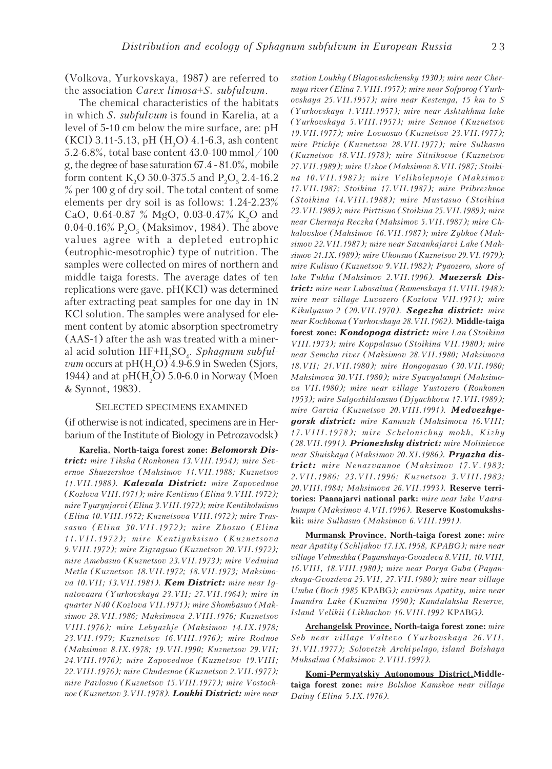(Volkova, Yurkovskaya, 1987) are referred to the association *Carex limosa*+*S. subfulvum*.

The chemical characteristics of the habitats in which *S. subfulvum* is found in Karelia, at a level of 5-10 cm below the mire surface, are: pH (KCl) 3.11-5.13, pH ($H_2O$) 4.1-6.3, ash content 5.2-6.8%, total base content 43.0-100 mmol/100 g, the degree of base saturation 67.4 - 81.0%, mobile form content $K_2O$ 50.0-375.5 and $P_2O_5$ 2.4-16.2 % per 100 g of dry soil. The total content of some elements per dry soil is as follows: 1.24-2.23% CaO, 0.64-0.87 % MgO, 0.03-0.47% $K_2O$ and 0.04-0.16% $P_2O_5$ (Maksimov, 1984). The above values agree with a depleted eutrophic (eutrophic-mesotrophic) type of nutrition. The samples were collected on mires of northern and middle taiga forests. The average dates of ten replications were gave. pH(KCl) was determined after extracting peat samples for one day in 1N KCl solution. The samples were analysed for element content by atomic absorption spectrometry (AAS-1) after the ash was treated with a mineral acid solution HF+$H_2SO_4$. *Sphagnum subfulvum* occurs at pH($H_2O$) 4.9-6.9 in Sweden (Sjors, 1944) and at pH($H_2O$) 5.0-6.0 in Norway (Moen & Synnot, 1983).

## Selected specimens examined

(if otherwise is not indicated, specimens are in Herbarium of the Institute of Forest Biology in Petrozavodsk)

**Karelia.** **North-taiga forest zone:** ***Belomorsk District:*** *mire Tiksha (Ronkonen 13.VIII.1954); mire Severnoe Shuezerskoe (Maksimov 11.VII.1988; Kuznetsov 11.VII.1988).* ***Kalevala District:*** *mire Zapovednoe (Kozlova VIII.1971); mire Kentisuo (Elina 9.VIII.1972); mire Tyuryujarvi (Elina 3.VIII.1972); mire Kentikolmisuo (Elina 10.VIII.1972; Kuznetsova VIII.1972); mire Trassasuo (Elina 30.VII.1972); mire Zhosuo (Elina 11.VII.1972); mire Kentiyuksisuo (Kuznetsova 9.VIII.1972); mire Zigzagsuo (Kuznetsov 20.VII.1972); mire Amebasuo (Kuznetsov 23.VII.1973); mire Vedmina Metla (Kuznetsov 18.VII.1972; 18.VII.1973; Maksimova 10.VII; 13.VII.1981).* ***Kem District:*** *mire near Ignatovaara (Yurkovskaya 23.VII; 27.VII.1964); mire in quarter N40 (Kozlova VII.1971); mire Shombasuo (Maksimov 28.VII.1986; Maksimova 2.VIII.1976; Kuznetsov VIII.1976); mire Lebyazhje (Maksimov 14.IX.1978; 23.VII.1979; Kuznetsov 16.VIII.1976); mire Rodnoe (Maksimov 8.IX.1978; 19.VII.1990; Kuznetsov 29.VII; 24.VIII.1976); mire Zapovednoe (Kuznetsov 19.VIII; 22.VIII.1976); mire Chudesnoe (Kuznetsov 2.VII.1977); mire Pavlosuo (Kuznetsov 15.VIII.1977); mire Vostochnoe (Kuznetsov 3.VII.1978).* ***Loukhi District:*** *mire near station Loukhy (Blagoveshchensky 1930); mire near Chernaya river (Elina 7.VIII.1957); mire near Sofporog (Yurkovskaya 25.VII.1957); mire near Kestenga, 15 km to S (Yurkovskaya 1.VIII.1957); mire near Ashtakhma lake (Yurkovskaya 5.VIII.1957); mire Sennoe (Kuznetsov 19.VII.1977); mire Lovuosuo (Kuznetsov 23.VII.1977); mire Ptichje (Kuznetsov 28.VII.1977); mire Sulkasuo (Kuznetsov 18.VII.1978); mire Sitnikovoe (Kuznetsov 27.VII.1989); mire Uzkoe (Maksimov 8.VII.1987; Stoikina 10.VII.1987); mire Velikolepnoje (Maksimov 17.VII.1987; Stoikina 17.VII.1987); mire Pribrezhnoe (Stoikina 14.VIII.1988); mire Mustasuo (Stoikina 23.VII.1989); mire Pirttisuo (Stoikina 25.VII.1989); mire near Chernaja Reczka (Maksimov 5.VII.1987); mire Chkalovskoe (Maksimov 16.VII.1987); mire Zybkoe (Maksimov 22.VII.1987); mire near Savankajarvi Lake (Maksimov 21.IX.1989); mire Ukonsuo (Kuznetsov 29.VI.1979); mire Kulisuo (Kuznetsov 9.VII.1982); Pyaozero, shore of lake Tukha (Maksimov 2.VII.1996).* ***Muezersk District:*** *mire near Lubosalma (Ramenskaya 11.VIII.1948); mire near village Luvozero (Kozlova VII.1971); mire Kikulyasuo-2 (20.VII.1970).* ***Segezha district:*** *mire near Kochkoma (Yurkovskaya 28.VII.1962).* **Middle-taiga forest zone:** ***Kondopoga district:*** *mire Lan (Stoikina VIII.1973); mire Koppalasuo (Stoikina VII.1980); mire near Semcha river (Maksimov 28.VII.1980; Maksimova 18.VII; 21.VII.1980); mire Hongoyasuo (30.VII.1980; Maksimova 30.VII.1980); mire Syuvyalampi (Maksimova VII.1980); mire near village Yustozero (Ronkonen 1953); mire Salgoshildansuo (Djyachkova 17.VII.1989); mire Garvia (Kuznetsov 20.VIII.1991).* ***Medvezhyegorsk district:*** *mire Kannuzh (Maksimova 16.VIII; 17.VIII.1978); mire Schelonichny mokh, Kizhy (28.VII.1991).* ***Prionezhsky district:*** *mire Molinievoe near Shuiskaya (Maksimov 20.XI.1986).* ***Pryazha district:*** *mire Nenazvannoe (Maksimov 17.V.1983; 2.VII.1986; 23.VII.1996; Kuznetsov 3.VIII.1983; 20.VIII.1984; Maksimova 26.VII.1993).* **Reserve territories: Paanajarvi national park:** *mire near lake Vaarakumpu (Maksimov 4.VII.1996).* **Reserve Kostomukshskii:** *mire Sulkasuo (Maksimov 6.VIII.1991).*

**Murmansk Province.** **North-taiga forest zone:** *mire near Apatity (Schljakov 17.IX.1958, KPABG); mire near village Velmeshka (Payanskaya-Gvozdeva 8.VIII, 10.VIII, 16.VIII, 18.VIII.1980); mire near Porya Guba (Payanskaya-Gvozdeva 25.VII, 27.VII.1980); mire near village Umba (Boch 1985* KPABG*); environs Apatity, mire near Imandra Lake (Kuzmina 1990); Kandalaksha Reserve, Island Velikii (Likhachov 16.VIII.1992* KPABG*).*

**Archangelsk Province.** **North-taiga forest zone:** *mire Seb near village Valtevo (Yurkovskaya 26.VII, 31.VII.1977); Solovetsk Archipelago, island Bolshaya Muksalma (Maksimov 2.VIII.1997).*

**Komi-Permyatskiy Autonomous District.** **Middle-taiga forest zone:** *mire Bolshoe Kamskoe near village Dainy (Elina 5.IX.1976).*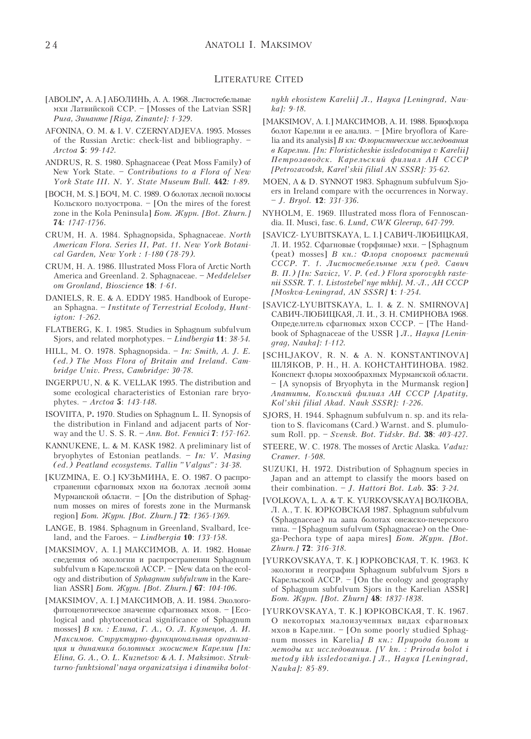## LITERATURE CITED

[ABOLIN', A. A.] АБОЛИНЬ, А. А. 1968. Листостебельные мхи Латвийской ССР. – [Mosses of the Latvian SSR] *Рига, Зинанте [Riga, Zinante]: 1-329.*

AFONINA, O. M. & I. V. CZERNYADJEVA. 1995. Mosses of the Russian Arctic: check-list and bibliography. – *Arctoa* **5**: *99-142.*

ANDRUS, R. S. 1980. Sphagnaceae (Peat Moss Family) of New York State. – *Contributions to a Flora of New York State III. N. Y. State Museum Bull.* **442**: *1-89.*

[BOCH, M. S.] БОЧ, М. С. 1989. О болотах лесной полосы Кольского полуострова. – [On the mires of the forest zone in the Kola Peninsula] *Бот. Журн. [Bot. Zhurn.]* **74**: *1747-1756.*

CRUM, H. A. 1984. Sphagnopsida, Sphagnaceae. *North American Flora. Series II, Pat. 11. New York Botanical Garden, New York : 1-180 (78-79).*

CRUM, H. A. 1986. Illustrated Moss Flora of Arctic North America and Greenland. 2. Sphagnaceae. – *Meddelelser om Gronland, Bioscience* **18**: *1-61.*

DANIELS, R. E. & A. EDDY 1985. Handbook of European Sphagna. – *Institute of Terrestrial Ecolody, Huntigton: 1-262.*

FLATBERG, K. I. 1985. Studies in Sphagnum subfulvum Sjors, and related morphotypes. – *Lindbergia* **11**: *38-54.*

HILL, M. O. 1978. Sphagnopsida. – *In: Smith, A. J. E. (ed.) The Moss Flora of Britain and Ireland. Cambridge Univ. Press, Cambridge: 30-78.*

INGERPUU, N. & K. VELLAK 1995. The distribution and some ecological characteristics of Estonian rare bryophytes. – *Arctoa* **5**: *143-148.*

ISOVIITA, P. 1970. Studies on Sphagnum L. II. Synopsis of the distribution in Finland and adjacent parts of Norway and the U. S. S. R. – *Ann. Bot. Fennici* **7**: *157-162.*

KANNUKENE, L. & M. KASK 1982. A preliminary list of bryophytes of Estonian peatlands. – *In: V. Masing (ed.) Peatland ecosystems. Tallin "Valgus": 34-38.*

[KUZMINA, E. O.] КУЗЬМИНА, Е. О. 1987. О распространении сфагновых мхов на болотах лесной зоны Мурманской области. – [On the distribution of Sphagnum mosses on mires of forests zone in the Murmansk region] *Бот. Журн. [Bot. Zhurn.]* **72**: *1365-1369.*

LANGE, B. 1984. Sphagnum in Greenland, Svalbard, Iceland, and the Faroes. – *Lindbergia* **10**: *133-158.*

[MAKSIMOV, A. I.] МАКСИМОВ, А. И. 1982. Новые сведения об экологии и распространении Sphagnum subfulvum в Карельской АССР. – [New data on the ecology and distribution of *Sphagnum subfulvum* in the Karelian ASSR] *Бот. Журн. [Bot. Zhurn.]* **67**: *104-106.*

[MAKSIMOV, A. I.] МАКСИМОВ, А. И. 1984. Экологофитоценотическое значение сфагновых мхов. – [Ecological and phytocenotical significance of Sphagnum mosses] *В кн. : Елина, Г. А., О. Л. Кузнецов, А. И. Максимов. Структурно-функциональная организация и динамика болотных экосистем Карелии [In: Elina, G. A., O. L. Kuznetsov & A. I. Maksimov. Strukturno-funktsional'naya organizatsiya i dinamika bolotnykh ekosistem Karelii] Л., Наука [Leningrad, Nauka]: 9-18.*

[MAKSIMOV, A. I.] МАКСИМОВ, А. И. 1988. Бриофлора болот Карелии и ее анализ. – [Mire bryoflora of Karelia and its analysis] *В кн: Флористические исследования в Карелии. [In: Floristicheskie issledovaniya v Karelii] Петрозаводск. Карельский филиал АН СССР [Petrozavodsk, Karel'skii filial AN SSSR]: 35-62.*

MOEN, A & D. SYNNOT 1983. Sphagnum subfulvum Sjoers in Ireland compare with the occurrences in Norway. – *J. Bryol.* **12**: *331-336.*

NYHOLM, E. 1969. Illustrated moss flora of Fennoscandia. II. Musci, fasc. 6. *Lund, CWK Gleerup, 647-799.*

[SAVICZ- LYUBITSKAYA, L. I.] САВИЧ-ЛЮБИЦКАЯ, Л. И. 1952. Сфагновые (торфяные) мхи. – [Sphagnum (peat) mosses] *В кн.: Флора споровых растений СССР. Т. 1. Листостебельные мхи (ред. Савич В. П.) [In: Savicz, V. P. (ed.) Flora sporovykh rastenii SSSR. T. 1. Listostebel'nye mkhi]. М.-Л., АН СССР [Moskva-Leningrad, AN SSSR]* **1**: *1-254.*

[SAVICZ-LYUBITSKAYA, L. I. & Z. N. SMIRNOVA] САВИЧ-ЛЮБИЦКАЯ, Л. И., З. Н. СМИРНОВА 1968. Определитель сфагновых мхов СССР. – [The Handbook of Sphagnaceae of the USSR ] *Л., Наука [Leningrag, Nauka]: 1-112.*

[SCHLJAKOV, R. N. & A. N. KONSTANTINOVA] ШЛЯКОВ, Р. Н., Н. А. КОНСТАНТИНОВА. 1982. Конспект флоры мохообразных Мурманской области. – [A synopsis of Bryophyta in the Murmansk region] *Апатиты, Кольский филиал АН СССР [Apatity, Kol'skii filial Akad. Nauk SSSR]: 1-226.*

SJORS, H. 1944. Sphagnum subfulvum n. sp. and its relation to S. flavicomans (Card.) Warnst. and S. plumulosum Roll. pp. – *Svensk. Bot. Tidskr. Bd.* **38**: *403-427.*

STEERE, W. C. 1978. The mosses of Arctic Alaska. *Vaduz: Cramer. 1-508.*

SUZUKI, H. 1972. Distribution of Sphagnum species in Japan and an attempt to classify the moors based on their combination. – *J. Hattori Bot. Lab.* **35**: *3-24.*

[VOLKOVA, L. A. & T. K. YURKOVSKAYA] ВОЛКОВА, Л. А., Т. К. ЮРКОВСКАЯ 1987. Sphagnum subfulvum (Sphagnaceae) на аапа болотах онежско-печерского типа. – [Sphagnum sufulvum (Sphagnaceae) on the Onega-Pechora type of aapa mires] *Бот. Журн. [Bot. Zhurn.]* **72**: *316-318.*

[YURKOVSKAYA, T. K.] ЮРКОВСКАЯ, Т. К. 1963. К экологии и географии Sphagnum subfulvum Sjors в Карельской АССР. – [On the ecology and geography of Sphagnum subfulvum Sjors in the Karelian ASSR] *Бот. Журн. [Bot. Zhurn]* **48**: *1837-1838.*

[YURKOVSKAYA, T. K.] ЮРКОВСКАЯ, Т. К. 1967. О некоторых малоизученных видах сфагновых мхов в Карелии. – [On some poorly studied Sphagnum mosses in Karelia*] В кн.: Природа болот и методы их исследования. [V kn. : Priroda bolot i metody ikh issledovaniya.] Л., Наука [Leningrad, Nauka]: 85-89.*